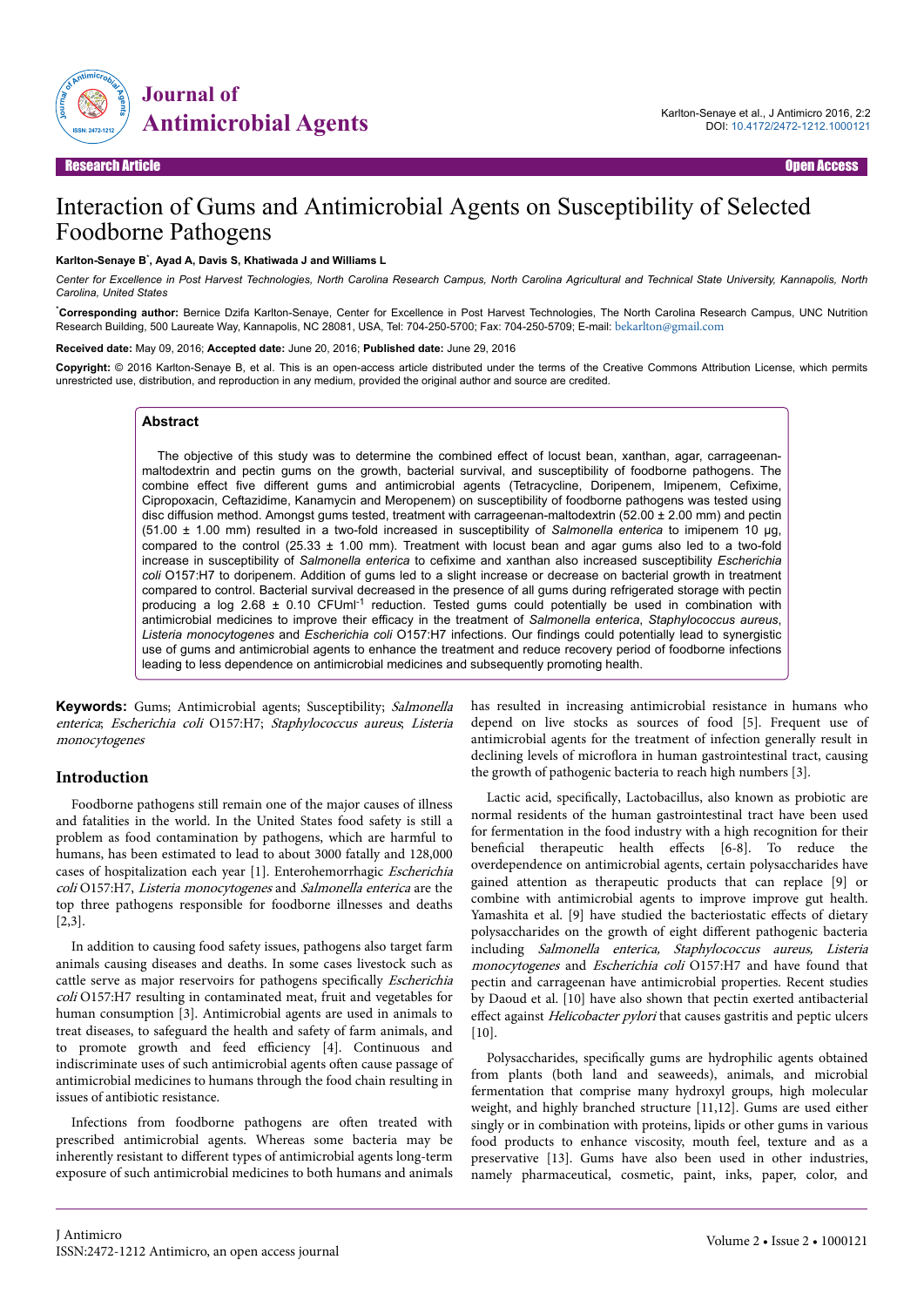Research Article | Open Access

# Interaction of Gums and Antimicrobial Agents on Susceptibility of Selected Foodborne Pathogens

**Karlton-Senaye B*, Ayad A, Davis S, Khatiwada J and Williams L**

*Center for Excellence in Post Harvest Technologies, North Carolina Research Campus, North Carolina Agricultural and Technical State University, Kannapolis, North Carolina, United States*

***Corresponding author:** Bernice Dzifa Karlton-Senaye, Center for Excellence in Post Harvest Technologies, The North Carolina Research Campus, UNC Nutrition Research Building, 500 Laureate Way, Kannapolis, NC 28081, USA, Tel: 704-250-5700; Fax: 704-250-5709; E-mail: bekarlton@gmail.com

**Received date:** May 09, 2016; **Accepted date:** June 20, 2016; **Published date:** June 29, 2016

**Copyright:** © 2016 Karlton-Senaye B, et al. This is an open-access article distributed under the terms of the Creative Commons Attribution License, which permits unrestricted use, distribution, and reproduction in any medium, provided the original author and source are credited.

## Abstract

The objective of this study was to determine the combined effect of locust bean, xanthan, agar, carrageenan-maltodextrin and pectin gums on the growth, bacterial survival, and susceptibility of foodborne pathogens. The combine effect five different gums and antimicrobial agents (Tetracycline, Doripenem, Imipenem, Cefixime, Cipropoxacin, Ceftazidime, Kanamycin and Meropenem) on susceptibility of foodborne pathogens was tested using disc diffusion method. Amongst gums tested, treatment with carrageenan-maltodextrin (52.00 ± 2.00 mm) and pectin (51.00 ± 1.00 mm) resulted in a two-fold increased in susceptibility of *Salmonella enterica* to imipenem 10 µg, compared to the control (25.33 ± 1.00 mm). Treatment with locust bean and agar gums also led to a two-fold increase in susceptibility of *Salmonella enterica* to cefixime and xanthan also increased susceptibility *Escherichia coli* O157:H7 to doripenem. Addition of gums led to a slight increase or decrease on bacterial growth in treatment compared to control. Bacterial survival decreased in the presence of all gums during refrigerated storage with pectin producing a log 2.68 ± 0.10 CFUml$^{-1}$ reduction. Tested gums could potentially be used in combination with antimicrobial medicines to improve their efficacy in the treatment of *Salmonella enterica*, *Staphylococcus aureus*, *Listeria monocytogenes* and *Escherichia coli* O157:H7 infections. Our findings could potentially lead to synergistic use of gums and antimicrobial agents to enhance the treatment and reduce recovery period of foodborne infections leading to less dependence on antimicrobial medicines and subsequently promoting health.

**Keywords:** Gums; Antimicrobial agents; Susceptibility; *Salmonella enterica*; *Escherichia coli* O157:H7; *Staphylococcus aureus*; *Listeria monocytogenes*

## Introduction

Foodborne pathogens still remain one of the major causes of illness and fatalities in the world. In the United States food safety is still a problem as food contamination by pathogens, which are harmful to humans, has been estimated to lead to about 3000 fatally and 128,000 cases of hospitalization each year [1]. Enterohemorrhagic *Escherichia coli* O157:H7, *Listeria monocytogenes* and *Salmonella enterica* are the top three pathogens responsible for foodborne illnesses and deaths [2,3].

In addition to causing food safety issues, pathogens also target farm animals causing diseases and deaths. In some cases livestock such as cattle serve as major reservoirs for pathogens specifically *Escherichia coli* O157:H7 resulting in contaminated meat, fruit and vegetables for human consumption [3]. Antimicrobial agents are used in animals to treat diseases, to safeguard the health and safety of farm animals, and to promote growth and feed efficiency [4]. Continuous and indiscriminate uses of such antimicrobial agents often cause passage of antimicrobial medicines to humans through the food chain resulting in issues of antibiotic resistance.

Infections from foodborne pathogens are often treated with prescribed antimicrobial agents. Whereas some bacteria may be inherently resistant to different types of antimicrobial agents long-term exposure of such antimicrobial medicines to both humans and animals has resulted in increasing antimicrobial resistance in humans who depend on live stocks as sources of food [5]. Frequent use of antimicrobial agents for the treatment of infection generally result in declining levels of microflora in human gastrointestinal tract, causing the growth of pathogenic bacteria to reach high numbers [3].

Lactic acid, specifically, Lactobacillus, also known as probiotic are normal residents of the human gastrointestinal tract have been used for fermentation in the food industry with a high recognition for their beneficial therapeutic health effects [6-8]. To reduce the overdependence on antimicrobial agents, certain polysaccharides have gained attention as therapeutic products that can replace [9] or combine with antimicrobial agents to improve improve gut health. Yamashita et al. [9] have studied the bacteriostatic effects of dietary polysaccharides on the growth of eight different pathogenic bacteria including *Salmonella enterica, Staphylococcus aureus, Listeria monocytogenes* and *Escherichia coli* O157:H7 and have found that pectin and carrageenan have antimicrobial properties. Recent studies by Daoud et al. [10] have also shown that pectin exerted antibacterial effect against *Helicobacter pylori* that causes gastritis and peptic ulcers [10].

Polysaccharides, specifically gums are hydrophilic agents obtained from plants (both land and seaweeds), animals, and microbial fermentation that comprise many hydroxyl groups, high molecular weight, and highly branched structure [11,12]. Gums are used either singly or in combination with proteins, lipids or other gums in various food products to enhance viscosity, mouth feel, texture and as a preservative [13]. Gums have also been used in other industries, namely pharmaceutical, cosmetic, paint, inks, paper, color, and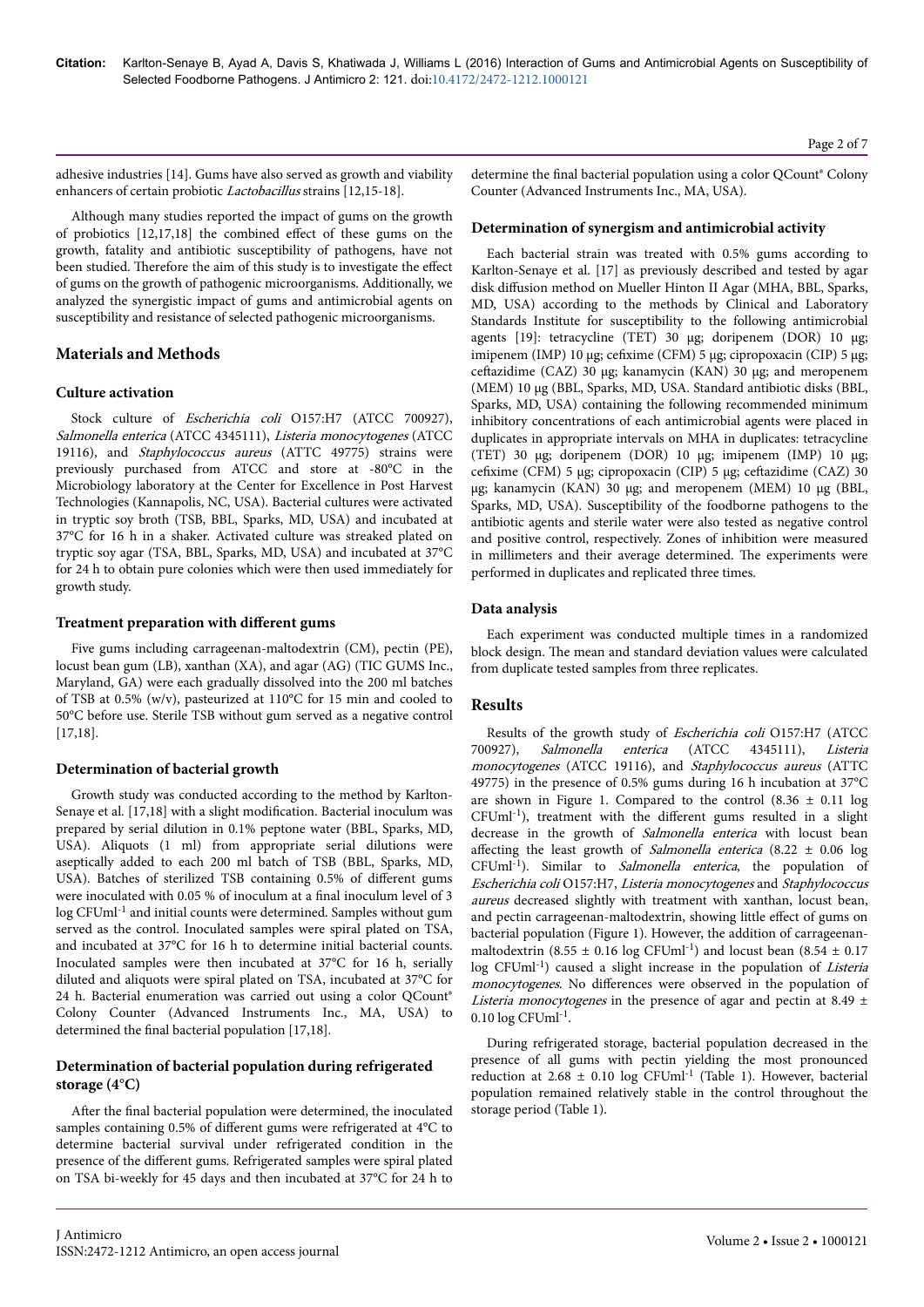adhesive industries [14]. Gums have also served as growth and viability enhancers of certain probiotic *Lactobacillus* strains [12,15-18].

Although many studies reported the impact of gums on the growth of probiotics [12,17,18] the combined effect of these gums on the growth, fatality and antibiotic susceptibility of pathogens, have not been studied. Therefore the aim of this study is to investigate the effect of gums on the growth of pathogenic microorganisms. Additionally, we analyzed the synergistic impact of gums and antimicrobial agents on susceptibility and resistance of selected pathogenic microorganisms.

## Materials and Methods

### Culture activation

Stock culture of *Escherichia coli* O157:H7 (ATCC 700927), *Salmonella enterica* (ATCC 4345111), *Listeria monocytogenes* (ATCC 19116), and *Staphylococcus aureus* (ATTC 49775) strains were previously purchased from ATCC and store at -80°C in the Microbiology laboratory at the Center for Excellence in Post Harvest Technologies (Kannapolis, NC, USA). Bacterial cultures were activated in tryptic soy broth (TSB, BBL, Sparks, MD, USA) and incubated at 37°C for 16 h in a shaker. Activated culture was streaked plated on tryptic soy agar (TSA, BBL, Sparks, MD, USA) and incubated at 37°C for 24 h to obtain pure colonies which were then used immediately for growth study.

### Treatment preparation with different gums

Five gums including carrageenan-maltodextrin (CM), pectin (PE), locust bean gum (LB), xanthan (XA), and agar (AG) (TIC GUMS Inc., Maryland, GA) were each gradually dissolved into the 200 ml batches of TSB at 0.5% (w/v), pasteurized at 110°C for 15 min and cooled to 50°C before use. Sterile TSB without gum served as a negative control [17,18].

### Determination of bacterial growth

Growth study was conducted according to the method by Karlton-Senaye et al. [17,18] with a slight modification. Bacterial inoculum was prepared by serial dilution in 0.1% peptone water (BBL, Sparks, MD, USA). Aliquots (1 ml) from appropriate serial dilutions were aseptically added to each 200 ml batch of TSB (BBL, Sparks, MD, USA). Batches of sterilized TSB containing 0.5% of different gums were inoculated with 0.05 % of inoculum at a final inoculum level of 3 log CFUml$^{-1}$ and initial counts were determined. Samples without gum served as the control. Inoculated samples were spiral plated on TSA, and incubated at 37°C for 16 h to determine initial bacterial counts. Inoculated samples were then incubated at 37°C for 16 h, serially diluted and aliquots were spiral plated on TSA, incubated at 37°C for 24 h. Bacterial enumeration was carried out using a color QCount® Colony Counter (Advanced Instruments Inc., MA, USA) to determined the final bacterial population [17,18].

### Determination of bacterial population during refrigerated storage (4°C)

After the final bacterial population were determined, the inoculated samples containing 0.5% of different gums were refrigerated at 4°C to determine bacterial survival under refrigerated condition in the presence of the different gums. Refrigerated samples were spiral plated on TSA bi-weekly for 45 days and then incubated at 37°C for 24 h to determine the final bacterial population using a color QCount® Colony Counter (Advanced Instruments Inc., MA, USA).

### Determination of synergism and antimicrobial activity

Each bacterial strain was treated with 0.5% gums according to Karlton-Senaye et al. [17] as previously described and tested by agar disk diffusion method on Mueller Hinton II Agar (MHA, BBL, Sparks, MD, USA) according to the methods by Clinical and Laboratory Standards Institute for susceptibility to the following antimicrobial agents [19]: tetracycline (TET) 30 μg; doripenem (DOR) 10 μg; imipenem (IMP) 10 μg; cefixime (CFM) 5 μg; cipropoxacin (CIP) 5 μg; ceftazidime (CAZ) 30 μg; kanamycin (KAN) 30 μg; and meropenem (MEM) 10 μg (BBL, Sparks, MD, USA. Standard antibiotic disks (BBL, Sparks, MD, USA) containing the following recommended minimum inhibitory concentrations of each antimicrobial agents were placed in duplicates in appropriate intervals on MHA in duplicates: tetracycline (TET) 30 μg; doripenem (DOR) 10 μg; imipenem (IMP) 10 μg; cefixime (CFM) 5 μg; cipropoxacin (CIP) 5 μg; ceftazidime (CAZ) 30 μg; kanamycin (KAN) 30 μg; and meropenem (MEM) 10 μg (BBL, Sparks, MD, USA). Susceptibility of the foodborne pathogens to the antibiotic agents and sterile water were also tested as negative control and positive control, respectively. Zones of inhibition were measured in millimeters and their average determined. The experiments were performed in duplicates and replicated three times.

### Data analysis

Each experiment was conducted multiple times in a randomized block design. The mean and standard deviation values were calculated from duplicate tested samples from three replicates.

## Results

Results of the growth study of *Escherichia coli* O157:H7 (ATCC 700927), *Salmonella enterica* (ATCC 4345111), *Listeria monocytogenes* (ATCC 19116), and *Staphylococcus aureus* (ATTC 49775) in the presence of 0.5% gums during 16 h incubation at 37°C are shown in Figure 1. Compared to the control (8.36 ± 0.11 log CFUml$^{-1}$), treatment with the different gums resulted in a slight decrease in the growth of *Salmonella enterica* with locust bean affecting the least growth of *Salmonella enterica* (8.22 ± 0.06 log CFUml$^{-1}$). Similar to *Salmonella enterica*, the population of *Escherichia coli* O157:H7, *Listeria monocytogenes* and *Staphylococcus aureus* decreased slightly with treatment with xanthan, locust bean, and pectin carrageenan-maltodextrin, showing little effect of gums on bacterial population (Figure 1). However, the addition of carrageenan-maltodextrin (8.55 ± 0.16 log CFUml$^{-1}$) and locust bean (8.54 ± 0.17 log CFUml$^{-1}$) caused a slight increase in the population of *Listeria monocytogenes*. No differences were observed in the population of *Listeria monocytogenes* in the presence of agar and pectin at 8.49 ± 0.10 log CFUml$^{-1}$.

During refrigerated storage, bacterial population decreased in the presence of all gums with pectin yielding the most pronounced reduction at 2.68 ± 0.10 log CFUml$^{-1}$ (Table 1). However, bacterial population remained relatively stable in the control throughout the storage period (Table 1).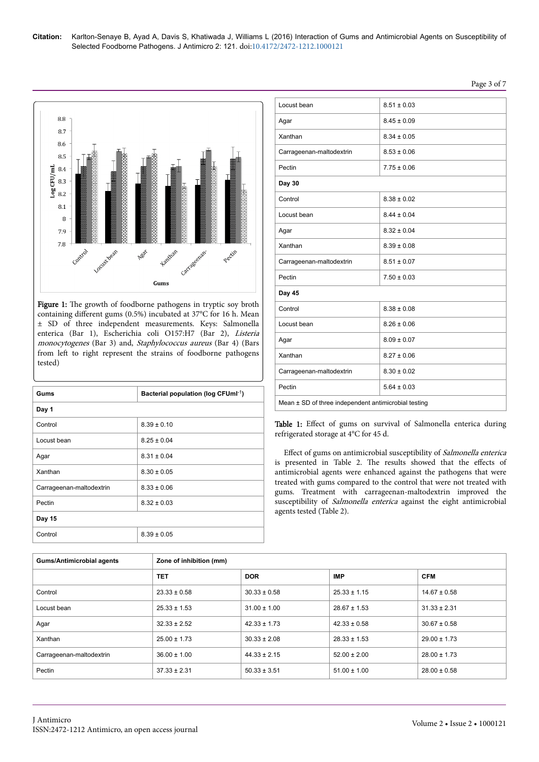Figure 1: The growth of foodborne pathogens in tryptic soy broth containing different gums (0.5%) incubated at 37°C for 16 h. Mean ± SD of three independent measurements. Keys: Salmonella enterica (Bar 1), Escherichia coli O157:H7 (Bar 2), *Listeria monocytogenes* (Bar 3) and, *Staphylococcus aureus* (Bar 4) (Bars from left to right represent the strains of foodborne pathogens tested)

| Gums | Bacterial population (log CFUml$^{-1}$) |
|---|---|
| **Day 1** | |
| Control | 8.39 ± 0.10 |
| Locust bean | 8.25 ± 0.04 |
| Agar | 8.31 ± 0.04 |
| Xanthan | 8.30 ± 0.05 |
| Carrageenan-maltodextrin | 8.33 ± 0.06 |
| Pectin | 8.32 ± 0.03 |
| **Day 15** | |
| Control | 8.39 ± 0.05 |
| Locust bean | 8.51 ± 0.03 |
| Agar | 8.45 ± 0.09 |
| Xanthan | 8.34 ± 0.05 |
| Carrageenan-maltodextrin | 8.53 ± 0.06 |
| Pectin | 7.75 ± 0.06 |
| **Day 30** | |
| Control | 8.38 ± 0.02 |
| Locust bean | 8.44 ± 0.04 |
| Agar | 8.32 ± 0.04 |
| Xanthan | 8.39 ± 0.08 |
| Carrageenan-maltodextrin | 8.51 ± 0.07 |
| Pectin | 7.50 ± 0.03 |
| **Day 45** | |
| Control | 8.38 ± 0.08 |
| Locust bean | 8.26 ± 0.06 |
| Agar | 8.09 ± 0.07 |
| Xanthan | 8.27 ± 0.06 |
| Carrageenan-maltodextrin | 8.30 ± 0.02 |
| Pectin | 5.64 ± 0.03 |
| Mean ± SD of three independent antimicrobial testing | |

Table 1: Effect of gums on survival of Salmonella enterica during refrigerated storage at 4°C for 45 d.

Effect of gums on antimicrobial susceptibility of *Salmonella enterica* is presented in Table 2. The results showed that the effects of antimicrobial agents were enhanced against the pathogens that were treated with gums compared to the control that were not treated with gums. Treatment with carrageenan-maltodextrin improved the susceptibility of *Salmonella enterica* against the eight antimicrobial agents tested (Table 2).

| Gums/Antimicrobial agents | Zone of inhibition (mm) | | | |
|---|---|---|---|---|
| | TET | DOR | IMP | CFM |
| Control | 23.33 ± 0.58 | 30.33 ± 0.58 | 25.33 ± 1.15 | 14.67 ± 0.58 |
| Locust bean | 25.33 ± 1.53 | 31.00 ± 1.00 | 28.67 ± 1.53 | 31.33 ± 2.31 |
| Agar | 32.33 ± 2.52 | 42.33 ± 1.73 | 42.33 ± 0.58 | 30.67 ± 0.58 |
| Xanthan | 25.00 ± 1.73 | 30.33 ± 2.08 | 28.33 ± 1.53 | 29.00 ± 1.73 |
| Carrageenan-maltodextrin | 36.00 ± 1.00 | 44.33 ± 2.15 | 52.00 ± 2.00 | 28.00 ± 1.73 |
| Pectin | 37.33 ± 2.31 | 50.33 ± 3.51 | 51.00 ± 1.00 | 28.00 ± 0.58 |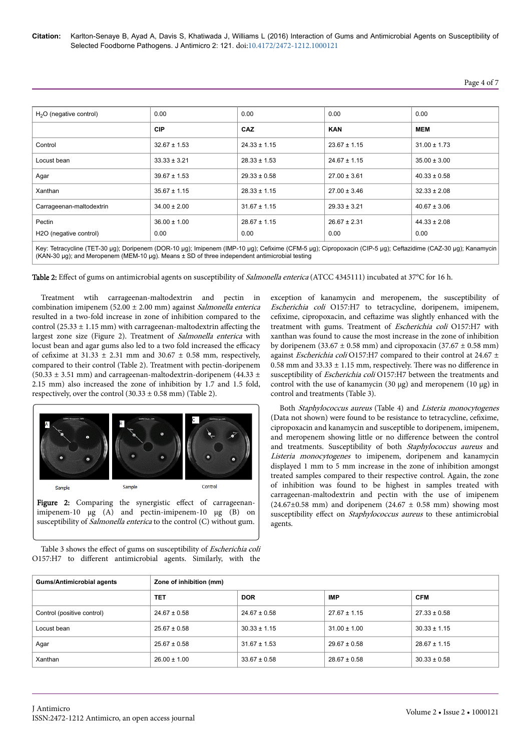| $H_2O$ (negative control) | 0.00 | 0.00 | 0.00 | 0.00 |
|---|---|---|---|---|
| | **CIP** | **CAZ** | **KAN** | **MEM** |
| Control | 32.67 ± 1.53 | 24.33 ± 1.15 | 23.67 ± 1.15 | 31.00 ± 1.73 |
| Locust bean | 33.33 ± 3.21 | 28.33 ± 1.53 | 24.67 ± 1.15 | 35.00 ± 3.00 |
| Agar | 39.67 ± 1.53 | 29.33 ± 0.58 | 27.00 ± 3.61 | 40.33 ± 0.58 |
| Xanthan | 35.67 ± 1.15 | 28.33 ± 1.15 | 27.00 ± 3.46 | 32.33 ± 2.08 |
| Carrageenan-maltodextrin | 34.00 ± 2.00 | 31.67 ± 1.15 | 29.33 ± 3.21 | 40.67 ± 3.06 |
| Pectin | 36.00 ± 1.00 | 28.67 ± 1.15 | 26.67 ± 2.31 | 44.33 ± 2.08 |
| H2O (negative control) | 0.00 | 0.00 | 0.00 | 0.00 |

Key: Tetracycline (TET-30 μg); Doripenem (DOR-10 μg); Imipenem (IMP-10 μg); Cefixime (CFM-5 μg); Cipropoxacin (CIP-5 μg); Ceftazidime (CAZ-30 μg); Kanamycin (KAN-30 μg); and Meropenem (MEM-10 μg). Means ± SD of three independent antimicrobial testing

**Table 2:** Effect of gums on antimicrobial agents on susceptibility of *Salmonella enterica* (ATCC 4345111) incubated at 37°C for 16 h.

Treatment wtih carrageenan-maltodextrin and pectin in combination imipenem (52.00 ± 2.00 mm) against *Salmonella enterica* resulted in a two-fold increase in zone of inhibition compared to the control (25.33 ± 1.15 mm) with carrageenan-maltodextrin affecting the largest zone size (Figure 2). Treatment of *Salmonella enterica* with locust bean and agar gums also led to a two fold increased the efficacy of cefixime at 31.33 ± 2.31 mm and 30.67 ± 0.58 mm, respectively, compared to their control (Table 2). Treatment with pectin-doripenem (50.33 ± 3.51 mm) and carrageenan-maltodextrin-doripenem (44.33 ± 2.15 mm) also increased the zone of inhibition by 1.7 and 1.5 fold, respectively, over the control (30.33 ± 0.58 mm) (Table 2).

**Figure 2:** Comparing the synergistic effect of carrageenan-imipenem-10 μg (A) and pectin-imipenem-10 μg (B) on susceptibility of *Salmonella enterica* to the control (C) without gum.

Table 3 shows the effect of gums on susceptibility of *Escherichia coli* O157:H7 to different antimicrobial agents. Similarly, with the exception of kanamycin and meropenem, the susceptibility of *Escherichia coli* O157:H7 to tetracycline, doripenem, imipenem, cefixime, cipropoxacin, and ceftazime was slightly enhanced with the treatment with gums. Treatment of *Escherichia coli* O157:H7 with xanthan was found to cause the most increase in the zone of inhibition by doripenem (33.67 ± 0.58 mm) and cipropoxacin (37.67 ± 0.58 mm) against *Escherichia coli* O157:H7 compared to their control at 24.67 ± 0.58 mm and 33.33 ± 1.15 mm, respectively. There was no difference in susceptibility of *Escherichia coli* O157:H7 between the treatments and control with the use of kanamycin (30 μg) and meropenem (10 μg) in control and treatments (Table 3).

Both *Staphylococcus aureus* (Table 4) and *Listeria monocytogenes* (Data not shown) were found to be resistance to tetracycline, cefixime, cipropoxacin and kanamycin and susceptible to doripenem, imipenem, and meropenem showing little or no difference between the control and treatments. Susceptibility of both *Staphylococcus aureus* and *Listeria monocytogenes* to imipenem, doripenem and kanamycin displayed 1 mm to 5 mm increase in the zone of inhibition amongst treated samples compared to their respective control. Again, the zone of inhibition was found to be highest in samples treated with carrageenan-maltodextrin and pectin with the use of imipenem (24.67±0.58 mm) and doripenem (24.67 ± 0.58 mm) showing most susceptibility effect on *Staphylococcus aureus* to these antimicrobial agents.

| **Gums/Antimicrobial agents** | **Zone of inhibition (mm)** | | | |
|---|---|---|---|---|
| | **TET** | **DOR** | **IMP** | **CFM** |
| Control (positive control) | 24.67 ± 0.58 | 24.67 ± 0.58 | 27.67 ± 1.15 | 27.33 ± 0.58 |
| Locust bean | 25.67 ± 0.58 | 30.33 ± 1.15 | 31.00 ± 1.00 | 30.33 ± 1.15 |
| Agar | 25.67 ± 0.58 | 31.67 ± 1.53 | 29.67 ± 0.58 | 28.67 ± 1.15 |
| Xanthan | 26.00 ± 1.00 | 33.67 ± 0.58 | 28.67 ± 0.58 | 30.33 ± 0.58 |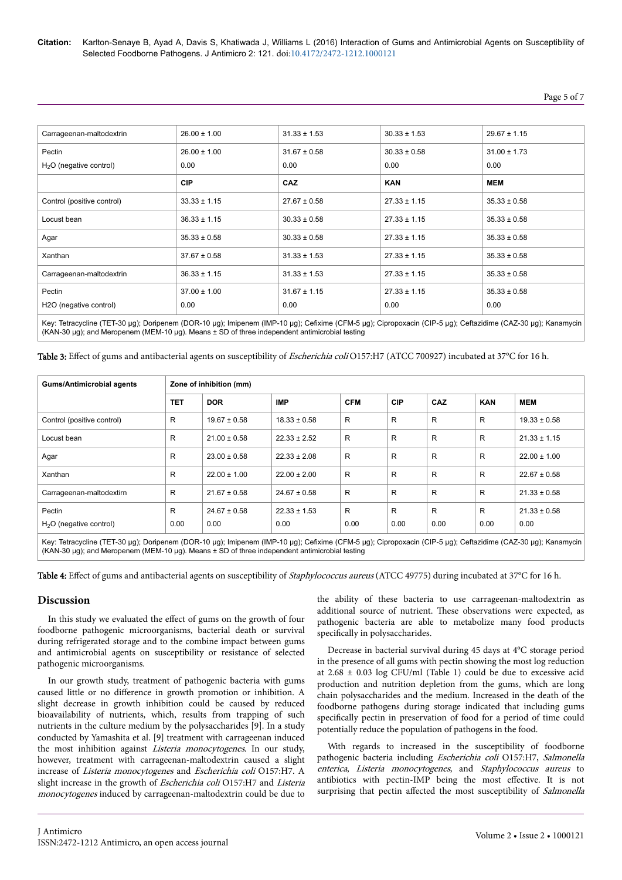| | | | | |
|---|---|---|---|---|
| Carrageenan-maltodextrin | 26.00 ± 1.00 | 31.33 ± 1.53 | 30.33 ± 1.53 | 29.67 ± 1.15 |
| Pectin | 26.00 ± 1.00 | 31.67 ± 0.58 | 30.33 ± 0.58 | 31.00 ± 1.73 |
| $H_2O$ (negative control) | 0.00 | 0.00 | 0.00 | 0.00 |
| | **CIP** | **CAZ** | **KAN** | **MEM** |
| Control (positive control) | 33.33 ± 1.15 | 27.67 ± 0.58 | 27.33 ± 1.15 | 35.33 ± 0.58 |
| Locust bean | 36.33 ± 1.15 | 30.33 ± 0.58 | 27.33 ± 1.15 | 35.33 ± 0.58 |
| Agar | 35.33 ± 0.58 | 30.33 ± 0.58 | 27.33 ± 1.15 | 35.33 ± 0.58 |
| Xanthan | 37.67 ± 0.58 | 31.33 ± 1.53 | 27.33 ± 1.15 | 35.33 ± 0.58 |
| Carrageenan-maltodextrin | 36.33 ± 1.15 | 31.33 ± 1.53 | 27.33 ± 1.15 | 35.33 ± 0.58 |
| Pectin | 37.00 ± 1.00 | 31.67 ± 1.15 | 27.33 ± 1.15 | 35.33 ± 0.58 |
| H2O (negative control) | 0.00 | 0.00 | 0.00 | 0.00 |

Key: Tetracycline (TET-30 μg); Doripenem (DOR-10 μg); Imipenem (IMP-10 μg); Cefixime (CFM-5 μg); Cipropoxacin (CIP-5 μg); Ceftazidime (CAZ-30 μg); Kanamycin (KAN-30 μg); and Meropenem (MEM-10 μg). Means ± SD of three independent antimicrobial testing

**Table 3:** Effect of gums and antibacterial agents on susceptibility of *Escherichia coli* O157:H7 (ATCC 700927) incubated at 37°C for 16 h.

| Gums/Antimicrobial agents | Zone of inhibition (mm) | | | | | | | |
|---|---|---|---|---|---|---|---|---|
| | **TET** | **DOR** | **IMP** | **CFM** | **CIP** | **CAZ** | **KAN** | **MEM** |
| Control (positive control) | R | 19.67 ± 0.58 | 18.33 ± 0.58 | R | R | R | R | 19.33 ± 0.58 |
| Locust bean | R | 21.00 ± 0.58 | 22.33 ± 2.52 | R | R | R | R | 21.33 ± 1.15 |
| Agar | R | 23.00 ± 0.58 | 22.33 ± 2.08 | R | R | R | R | 22.00 ± 1.00 |
| Xanthan | R | 22.00 ± 1.00 | 22.00 ± 2.00 | R | R | R | R | 22.67 ± 0.58 |
| Carrageenan-maltodextirn | R | 21.67 ± 0.58 | 24.67 ± 0.58 | R | R | R | R | 21.33 ± 0.58 |
| Pectin | R | 24.67 ± 0.58 | 22.33 ± 1.53 | R | R | R | R | 21.33 ± 0.58 |
| $H_2O$ (negative control) | 0.00 | 0.00 | 0.00 | 0.00 | 0.00 | 0.00 | 0.00 | 0.00 |

Key: Tetracycline (TET-30 μg); Doripenem (DOR-10 μg); Imipenem (IMP-10 μg); Cefixime (CFM-5 μg); Cipropoxacin (CIP-5 μg); Ceftazidime (CAZ-30 μg); Kanamycin (KAN-30 μg); and Meropenem (MEM-10 μg). Means ± SD of three independent antimicrobial testing

**Table 4:** Effect of gums and antibacterial agents on susceptibility of *Staphylococcus aureus* (ATCC 49775) during incubated at 37°C for 16 h.

## Discussion

In this study we evaluated the effect of gums on the growth of four foodborne pathogenic microorganisms, bacterial death or survival during refrigerated storage and to the combine impact between gums and antimicrobial agents on susceptibility or resistance of selected pathogenic microorganisms.

In our growth study, treatment of pathogenic bacteria with gums caused little or no difference in growth promotion or inhibition. A slight decrease in growth inhibition could be caused by reduced bioavailability of nutrients, which, results from trapping of such nutrients in the culture medium by the polysaccharides [9]. In a study conducted by Yamashita et al. [9] treatment with carrageenan induced the most inhibition against *Listeria monocytogenes*. In our study, however, treatment with carrageenan-maltodextrin caused a slight increase of *Listeria monocytogenes* and *Escherichia coli* O157:H7. A slight increase in the growth of *Escherichia coli* O157:H7 and *Listeria monocytogenes* induced by carrageenan-maltodextrin could be due to the ability of these bacteria to use carrageenan-maltodextrin as additional source of nutrient. These observations were expected, as pathogenic bacteria are able to metabolize many food products specifically in polysaccharides.

Decrease in bacterial survival during 45 days at 4°C storage period in the presence of all gums with pectin showing the most log reduction at 2.68 ± 0.03 log CFU/ml (Table 1) could be due to excessive acid production and nutrition depletion from the gums, which are long chain polysaccharides and the medium. Increased in the death of the foodborne pathogens during storage indicated that including gums specifically pectin in preservation of food for a period of time could potentially reduce the population of pathogens in the food.

With regards to increased in the susceptibility of foodborne pathogenic bacteria including *Escherichia coli* O157:H7, *Salmonella enterica*, *Listeria monocytogenes*, and *Staphylococcus aureus* to antibiotics with pectin-IMP being the most effective. It is not surprising that pectin affected the most susceptibility of *Salmonella*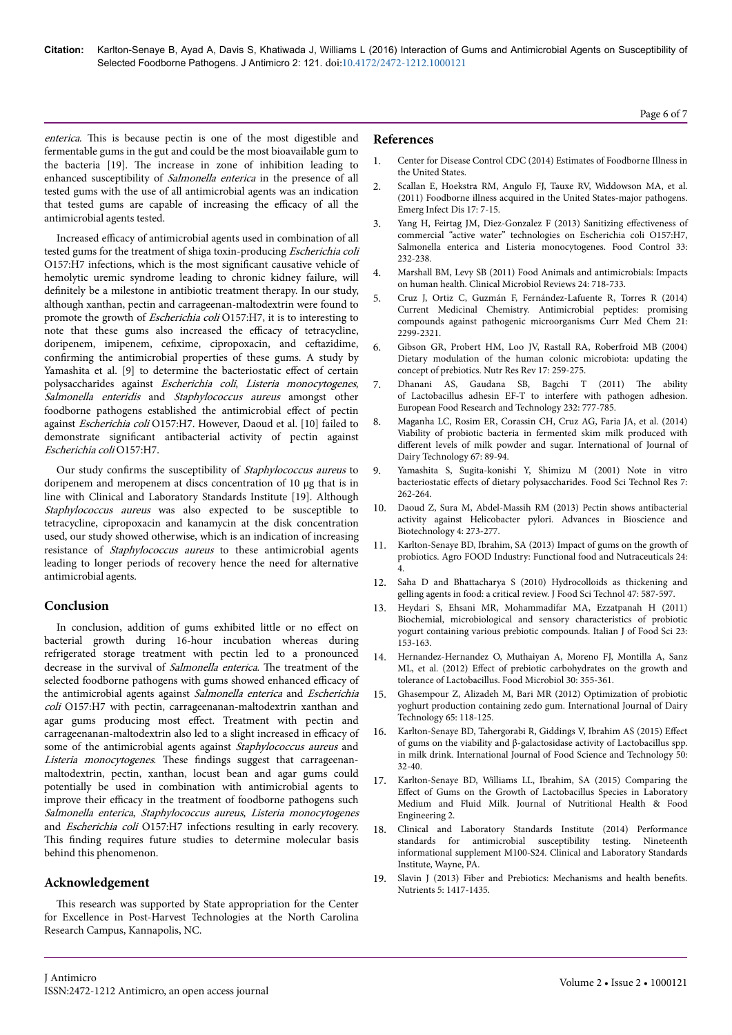*enterica*. This is because pectin is one of the most digestible and fermentable gums in the gut and could be the most bioavailable gum to the bacteria [19]. The increase in zone of inhibition leading to enhanced susceptibility of *Salmonella enterica* in the presence of all tested gums with the use of all antimicrobial agents was an indication that tested gums are capable of increasing the efficacy of all the antimicrobial agents tested.

Increased efficacy of antimicrobial agents used in combination of all tested gums for the treatment of shiga toxin-producing *Escherichia coli* O157:H7 infections, which is the most significant causative vehicle of hemolytic uremic syndrome leading to chronic kidney failure, will definitely be a milestone in antibiotic treatment therapy. In our study, although xanthan, pectin and carrageenan-maltodextrin were found to promote the growth of *Escherichia coli* O157:H7, it is to interesting to note that these gums also increased the efficacy of tetracycline, doripenem, imipenem, cefixime, cipropoxacin, and ceftazidime, confirming the antimicrobial properties of these gums. A study by Yamashita et al. [9] to determine the bacteriostatic effect of certain polysaccharides against *Escherichia coli*, *Listeria monocytogenes*, *Salmonella enteridis* and *Staphylococcus aureus* amongst other foodborne pathogens established the antimicrobial effect of pectin against *Escherichia coli* O157:H7. However, Daoud et al. [10] failed to demonstrate significant antibacterial activity of pectin against *Escherichia coli* O157:H7.

Our study confirms the susceptibility of *Staphylococcus aureus* to doripenem and meropenem at discs concentration of 10 µg that is in line with Clinical and Laboratory Standards Institute [19]. Although *Staphylococcus aureus* was also expected to be susceptible to tetracycline, cipropoxacin and kanamycin at the disk concentration used, our study showed otherwise, which is an indication of increasing resistance of *Staphylococcus aureus* to these antimicrobial agents leading to longer periods of recovery hence the need for alternative antimicrobial agents.

## Conclusion

In conclusion, addition of gums exhibited little or no effect on bacterial growth during 16-hour incubation whereas during refrigerated storage treatment with pectin led to a pronounced decrease in the survival of *Salmonella enterica*. The treatment of the selected foodborne pathogens with gums showed enhanced efficacy of the antimicrobial agents against *Salmonella enterica* and *Escherichia coli* O157:H7 with pectin, carrageenanan-maltodextrin xanthan and agar gums producing most effect. Treatment with pectin and carrageenanan-maltodextrin also led to a slight increased in efficacy of some of the antimicrobial agents against *Staphylococcus aureus* and *Listeria monocytogenes*. These findings suggest that carrageenan-maltodextrin, pectin, xanthan, locust bean and agar gums could potentially be used in combination with antimicrobial agents to improve their efficacy in the treatment of foodborne pathogens such *Salmonella enterica*, *Staphylococcus aureus*, *Listeria monocytogenes* and *Escherichia coli* O157:H7 infections resulting in early recovery. This finding requires future studies to determine molecular basis behind this phenomenon.

## Acknowledgement

This research was supported by State appropriation for the Center for Excellence in Post-Harvest Technologies at the North Carolina Research Campus, Kannapolis, NC.

## References

1. Center for Disease Control CDC (2014) Estimates of Foodborne Illness in the United States.
2. Scallan E, Hoekstra RM, Angulo FJ, Tauxe RV, Widdowson MA, et al. (2011) Foodborne illness acquired in the United States-major pathogens. Emerg Infect Dis 17: 7-15.
3. Yang H, Feirtag JM, Diez-Gonzalez F (2013) Sanitizing effectiveness of commercial "active water" technologies on Escherichia coli O157:H7, Salmonella enterica and Listeria monocytogenes. Food Control 33: 232-238.
4. Marshall BM, Levy SB (2011) Food Animals and antimicrobials: Impacts on human health. Clinical Microbiol Reviews 24: 718-733.
5. Cruz J, Ortiz C, Guzmán F, Fernández-Lafuente R, Torres R (2014) Current Medicinal Chemistry. Antimicrobial peptides: promising compounds against pathogenic microorganisms Curr Med Chem 21: 2299-2321.
6. Gibson GR, Probert HM, Loo JV, Rastall RA, Roberfroid MB (2004) Dietary modulation of the human colonic microbiota: updating the concept of prebiotics. Nutr Res Rev 17: 259-275.
7. Dhanani AS, Gaudana SB, Bagchi T (2011) The ability of Lactobacillus adhesin EF-T to interfere with pathogen adhesion. European Food Research and Technology 232: 777-785.
8. Maganha LC, Rosim ER, Corassin CH, Cruz AG, Faria JA, et al. (2014) Viability of probiotic bacteria in fermented skim milk produced with different levels of milk powder and sugar. International of Journal of Dairy Technology 67: 89-94.
9. Yamashita S, Sugita-konishi Y, Shimizu M (2001) Note in vitro bacteriostatic effects of dietary polysaccharides. Food Sci Technol Res 7: 262-264.
10. Daoud Z, Sura M, Abdel-Massih RM (2013) Pectin shows antibacterial activity against Helicobacter pylori. Advances in Bioscience and Biotechnology 4: 273-277.
11. Karlton-Senaye BD, Ibrahim, SA (2013) Impact of gums on the growth of probiotics. Agro FOOD Industry: Functional food and Nutraceuticals 24: 4.
12. Saha D and Bhattacharya S (2010) Hydrocolloids as thickening and gelling agents in food: a critical review. J Food Sci Technol 47: 587-597.
13. Heydari S, Ehsani MR, Mohammadifar MA, Ezzatpanah H (2011) Biochemial, microbiological and sensory characteristics of probiotic yogurt containing various prebiotic compounds. Italian J of Food Sci 23: 153-163.
14. Hernandez-Hernandez O, Muthaiyan A, Moreno FJ, Montilla A, Sanz ML, et al. (2012) Effect of prebiotic carbohydrates on the growth and tolerance of Lactobacillus. Food Microbiol 30: 355-361.
15. Ghasempour Z, Alizadeh M, Bari MR (2012) Optimization of probiotic yoghurt production containing zedo gum. International Journal of Dairy Technology 65: 118-125.
16. Karlton-Senaye BD, Tahergorabi R, Giddings V, Ibrahim AS (2015) Effect of gums on the viability and β-galactosidase activity of Lactobacillus spp. in milk drink. International Journal of Food Science and Technology 50: 32-40.
17. Karlton-Senaye BD, Williams LL, Ibrahim, SA (2015) Comparing the Effect of Gums on the Growth of Lactobacillus Species in Laboratory Medium and Fluid Milk. Journal of Nutritional Health & Food Engineering 2.
18. Clinical and Laboratory Standards Institute (2014) Performance standards for antimicrobial susceptibility testing. Nineteenth informational supplement M100-S24. Clinical and Laboratory Standards Institute, Wayne, PA.
19. Slavin J (2013) Fiber and Prebiotics: Mechanisms and health benefits. Nutrients 5: 1417-1435.